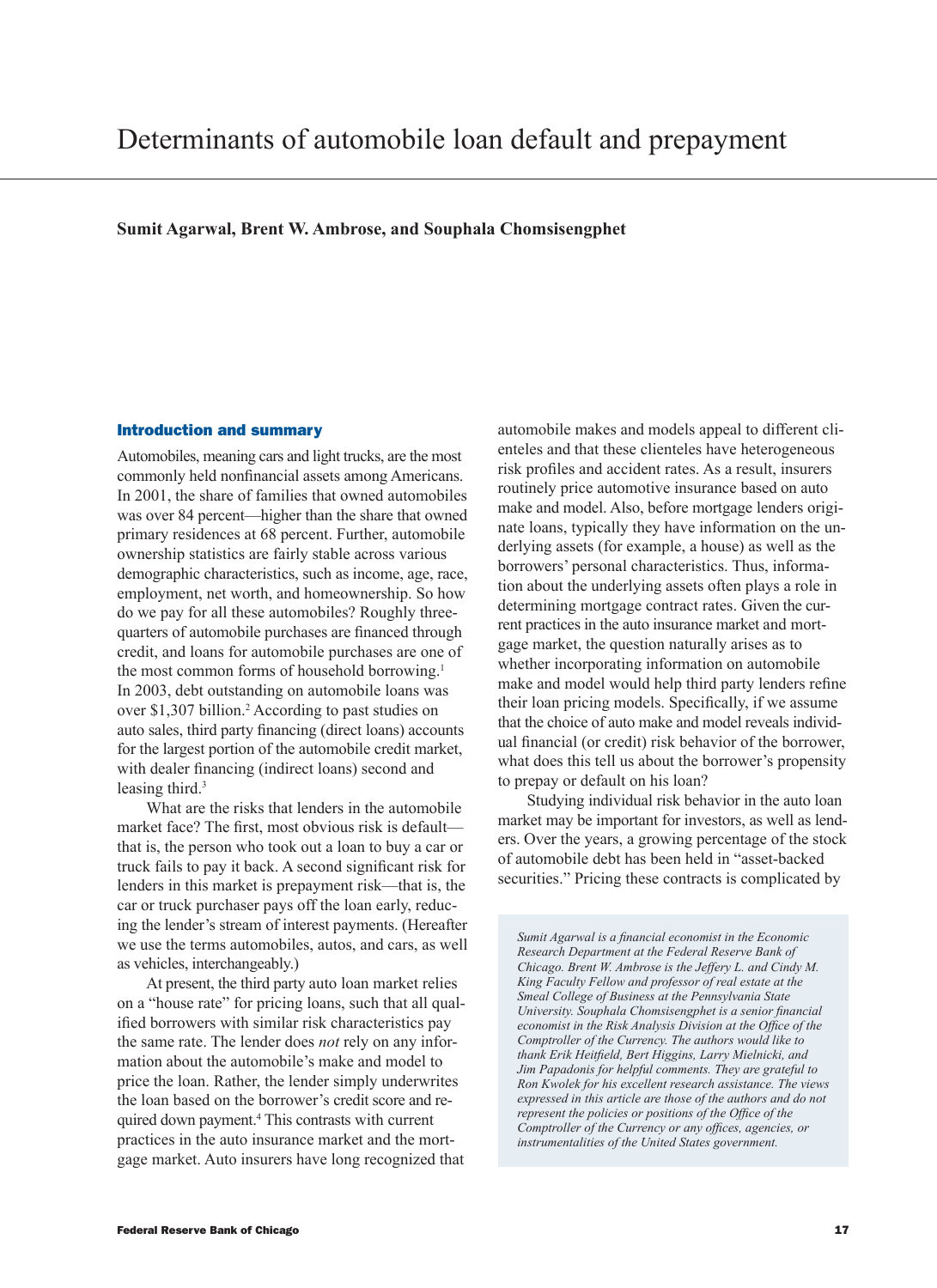# Determinants of automobile loan default and prepayment

**Sumit Agarwal, Brent W. Ambrose, and Souphala Chomsisengphet**

## Introduction and summary

Automobiles, meaning cars and light trucks, are the most commonly held nonfinancial assets among Americans. In 2001, the share of families that owned automobiles was over 84 percent—higher than the share that owned primary residences at 68 percent. Further, automobile ownership statistics are fairly stable across various demographic characteristics, such as income, age, race, employment, net worth, and homeownership. So how do we pay for all these automobiles? Roughly three-quarters of automobile purchases are financed through credit, and loans for automobile purchases are one of the most common forms of household borrowing.[1] In 2003, debt outstanding on automobile loans was over $1,307 billion.[2] According to past studies on auto sales, third party financing (direct loans) accounts for the largest portion of the automobile credit market, with dealer financing (indirect loans) second and leasing third.[3]

What are the risks that lenders in the automobile market face? The first, most obvious risk is default—that is, the person who took out a loan to buy a car or truck fails to pay it back. A second significant risk for lenders in this market is prepayment risk—that is, the car or truck purchaser pays off the loan early, reducing the lender's stream of interest payments. (Hereafter we use the terms automobiles, autos, and cars, as well as vehicles, interchangeably.)

At present, the third party auto loan market relies on a "house rate" for pricing loans, such that all qualified borrowers with similar risk characteristics pay the same rate. The lender does *not* rely on any information about the automobile's make and model to price the loan. Rather, the lender simply underwrites the loan based on the borrower's credit score and required down payment.[4] This contrasts with current practices in the auto insurance market and the mortgage market. Auto insurers have long recognized that automobile makes and models appeal to different clienteles and that these clienteles have heterogeneous risk profiles and accident rates. As a result, insurers routinely price automotive insurance based on auto make and model. Also, before mortgage lenders originate loans, typically they have information on the underlying assets (for example, a house) as well as the borrowers' personal characteristics. Thus, information about the underlying assets often plays a role in determining mortgage contract rates. Given the current practices in the auto insurance market and mortgage market, the question naturally arises as to whether incorporating information on automobile make and model would help third party lenders refine their loan pricing models. Specifically, if we assume that the choice of auto make and model reveals individual financial (or credit) risk behavior of the borrower, what does this tell us about the borrower's propensity to prepay or default on his loan?

Studying individual risk behavior in the auto loan market may be important for investors, as well as lenders. Over the years, a growing percentage of the stock of automobile debt has been held in "asset-backed securities." Pricing these contracts is complicated by

*Sumit Agarwal is a financial economist in the Economic Research Department at the Federal Reserve Bank of Chicago. Brent W. Ambrose is the Jeffery L. and Cindy M. King Faculty Fellow and professor of real estate at the Smeal College of Business at the Pennsylvania State University. Souphala Chomsisengphet is a senior financial economist in the Risk Analysis Division at the Office of the Comptroller of the Currency. The authors would like to thank Erik Heitfield, Bert Higgins, Larry Mielnicki, and Jim Papadonis for helpful comments. They are grateful to Ron Kwolek for his excellent research assistance. The views expressed in this article are those of the authors and do not represent the policies or positions of the Office of the Comptroller of the Currency or any offices, agencies, or instrumentalities of the United States government.*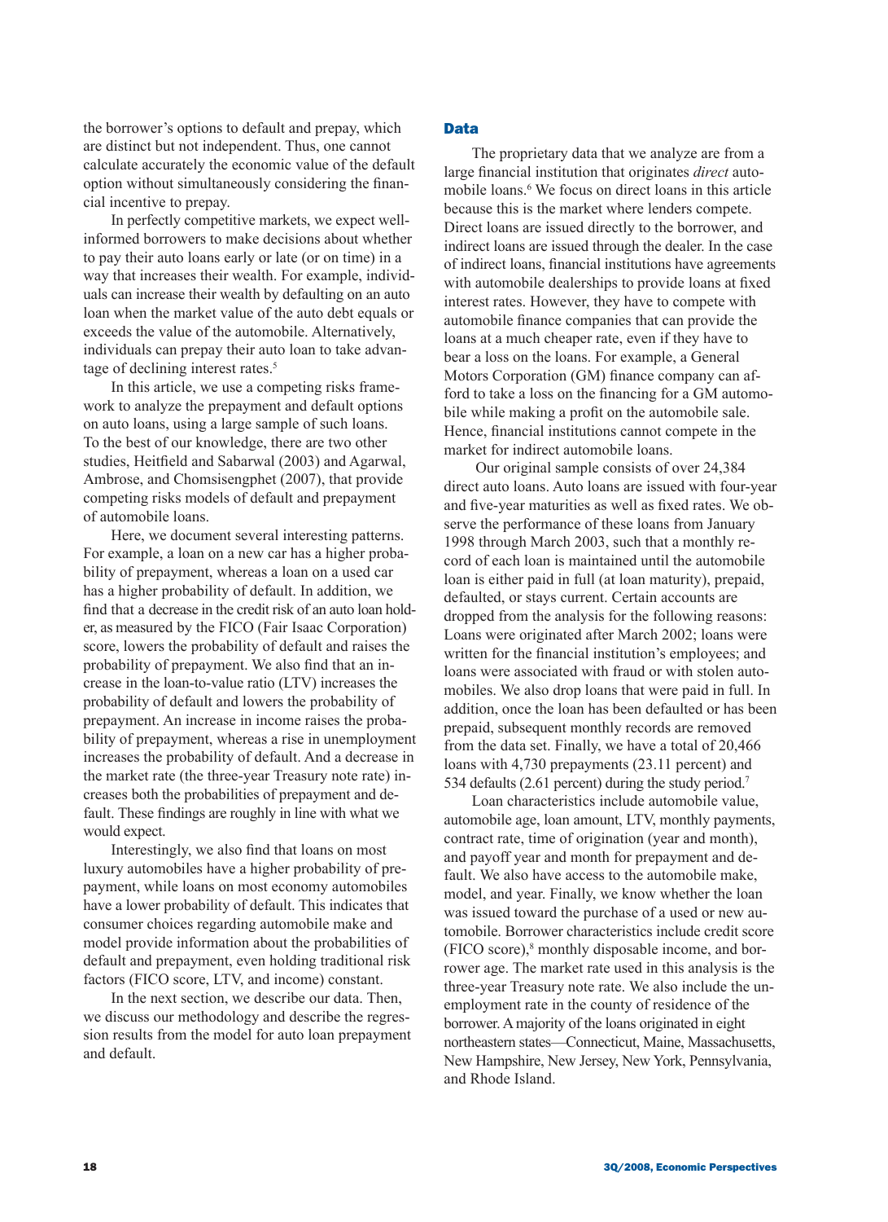the borrower's options to default and prepay, which are distinct but not independent. Thus, one cannot calculate accurately the economic value of the default option without simultaneously considering the financial incentive to prepay.

In perfectly competitive markets, we expect well-informed borrowers to make decisions about whether to pay their auto loans early or late (or on time) in a way that increases their wealth. For example, individuals can increase their wealth by defaulting on an auto loan when the market value of the auto debt equals or exceeds the value of the automobile. Alternatively, individuals can prepay their auto loan to take advantage of declining interest rates.[5]

In this article, we use a competing risks framework to analyze the prepayment and default options on auto loans, using a large sample of such loans. To the best of our knowledge, there are two other studies, Heitfield and Sabarwal (2003) and Agarwal, Ambrose, and Chomsisengphet (2007), that provide competing risks models of default and prepayment of automobile loans.

Here, we document several interesting patterns. For example, a loan on a new car has a higher probability of prepayment, whereas a loan on a used car has a higher probability of default. In addition, we find that a decrease in the credit risk of an auto loan holder, as measured by the FICO (Fair Isaac Corporation) score, lowers the probability of default and raises the probability of prepayment. We also find that an increase in the loan-to-value ratio (LTV) increases the probability of default and lowers the probability of prepayment. An increase in income raises the probability of prepayment, whereas a rise in unemployment increases the probability of default. And a decrease in the market rate (the three-year Treasury note rate) increases both the probabilities of prepayment and default. These findings are roughly in line with what we would expect.

Interestingly, we also find that loans on most luxury automobiles have a higher probability of prepayment, while loans on most economy automobiles have a lower probability of default. This indicates that consumer choices regarding automobile make and model provide information about the probabilities of default and prepayment, even holding traditional risk factors (FICO score, LTV, and income) constant.

In the next section, we describe our data. Then, we discuss our methodology and describe the regression results from the model for auto loan prepayment and default.

## Data

The proprietary data that we analyze are from a large financial institution that originates *direct* automobile loans.[6] We focus on direct loans in this article because this is the market where lenders compete. Direct loans are issued directly to the borrower, and indirect loans are issued through the dealer. In the case of indirect loans, financial institutions have agreements with automobile dealerships to provide loans at fixed interest rates. However, they have to compete with automobile finance companies that can provide the loans at a much cheaper rate, even if they have to bear a loss on the loans. For example, a General Motors Corporation (GM) finance company can afford to take a loss on the financing for a GM automobile while making a profit on the automobile sale. Hence, financial institutions cannot compete in the market for indirect automobile loans.

Our original sample consists of over 24,384 direct auto loans. Auto loans are issued with four-year and five-year maturities as well as fixed rates. We observe the performance of these loans from January 1998 through March 2003, such that a monthly record of each loan is maintained until the automobile loan is either paid in full (at loan maturity), prepaid, defaulted, or stays current. Certain accounts are dropped from the analysis for the following reasons: Loans were originated after March 2002; loans were written for the financial institution's employees; and loans were associated with fraud or with stolen automobiles. We also drop loans that were paid in full. In addition, once the loan has been defaulted or has been prepaid, subsequent monthly records are removed from the data set. Finally, we have a total of 20,466 loans with 4,730 prepayments (23.11 percent) and 534 defaults (2.61 percent) during the study period.[7]

Loan characteristics include automobile value, automobile age, loan amount, LTV, monthly payments, contract rate, time of origination (year and month), and payoff year and month for prepayment and default. We also have access to the automobile make, model, and year. Finally, we know whether the loan was issued toward the purchase of a used or new automobile. Borrower characteristics include credit score (FICO score),[8] monthly disposable income, and borrower age. The market rate used in this analysis is the three-year Treasury note rate. We also include the unemployment rate in the county of residence of the borrower. A majority of the loans originated in eight northeastern states—Connecticut, Maine, Massachusetts, New Hampshire, New Jersey, New York, Pennsylvania, and Rhode Island.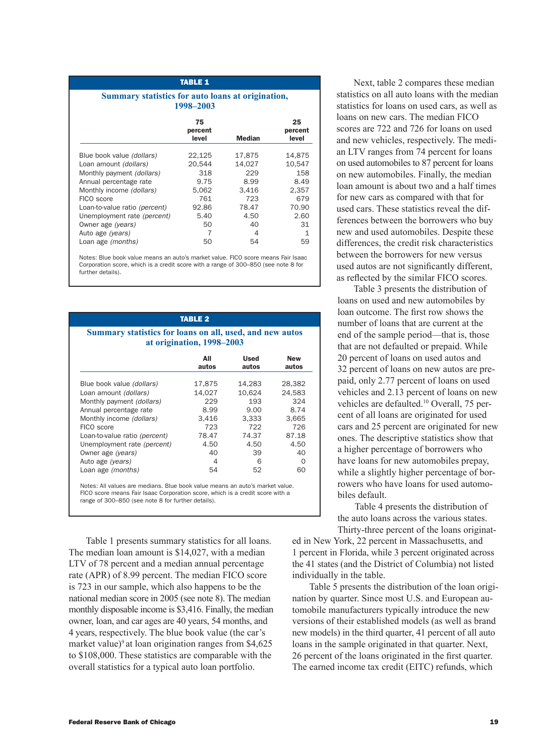**TABLE 1**

**Summary statistics for auto loans at origination, 1998–2003**

| | 75 percent level | Median | 25 percent level |
|---|---|---|---|
| Blue book value *(dollars)* | 22,125 | 17,875 | 14,875 |
| Loan amount *(dollars)* | 20,544 | 14,027 | 10,547 |
| Monthly payment *(dollars)* | 318 | 229 | 158 |
| Annual percentage rate | 9.75 | 8.99 | 8.49 |
| Monthly income *(dollars)* | 5,062 | 3,416 | 2,357 |
| FICO score | 761 | 723 | 679 |
| Loan-to-value ratio *(percent)* | 92.86 | 78.47 | 70.90 |
| Unemployment rate *(percent)* | 5.40 | 4.50 | 2.60 |
| Owner age *(years)* | 50 | 40 | 31 |
| Auto age *(years)* | 7 | 4 | 1 |
| Loan age *(months)* | 50 | 54 | 59 |

Notes: Blue book value means an auto's market value. FICO score means Fair Isaac Corporation score, which is a credit score with a range of 300–850 (see note 8 for further details).

**TABLE 2**

**Summary statistics for loans on all, used, and new autos at origination, 1998–2003**

| | All autos | Used autos | New autos |
|---|---|---|---|
| Blue book value *(dollars)* | 17,875 | 14,283 | 28,382 |
| Loan amount *(dollars)* | 14,027 | 10,624 | 24,583 |
| Monthly payment *(dollars)* | 229 | 193 | 324 |
| Annual percentage rate | 8.99 | 9.00 | 8.74 |
| Monthly income *(dollars)* | 3,416 | 3,333 | 3,665 |
| FICO score | 723 | 722 | 726 |
| Loan-to-value ratio *(percent)* | 78.47 | 74.37 | 87.18 |
| Unemployment rate *(percent)* | 4.50 | 4.50 | 4.50 |
| Owner age *(years)* | 40 | 39 | 40 |
| Auto age *(years)* | 4 | 6 | 0 |
| Loan age *(months)* | 54 | 52 | 60 |

Notes: All values are medians. Blue book value means an auto's market value. FICO score means Fair Isaac Corporation score, which is a credit score with a range of 300–850 (see note 8 for further details).

Table 1 presents summary statistics for all loans. The median loan amount is $14,027, with a median LTV of 78 percent and a median annual percentage rate (APR) of 8.99 percent. The median FICO score is 723 in our sample, which also happens to be the national median score in 2005 (see note 8). The median monthly disposable income is $3,416. Finally, the median owner, loan, and car ages are 40 years, 54 months, and 4 years, respectively. The blue book value (the car's market value)[9] at loan origination ranges from $4,625 to $108,000. These statistics are comparable with the overall statistics for a typical auto loan portfolio.

Next, table 2 compares these median statistics on all auto loans with the median statistics for loans on used cars, as well as loans on new cars. The median FICO scores are 722 and 726 for loans on used and new vehicles, respectively. The median LTV ranges from 74 percent for loans on used automobiles to 87 percent for loans on new automobiles. Finally, the median loan amount is about two and a half times for new cars as compared with that for used cars. These statistics reveal the differences between the borrowers who buy new and used automobiles. Despite these differences, the credit risk characteristics between the borrowers for new versus used autos are not significantly different, as reflected by the similar FICO scores.

Table 3 presents the distribution of loans on used and new automobiles by loan outcome. The first row shows the number of loans that are current at the end of the sample period—that is, those that are not defaulted or prepaid. While 20 percent of loans on used autos and 32 percent of loans on new autos are prepaid, only 2.77 percent of loans on used vehicles and 2.13 percent of loans on new vehicles are defaulted.[10] Overall, 75 percent of all loans are originated for used cars and 25 percent are originated for new ones. The descriptive statistics show that a higher percentage of borrowers who have loans for new automobiles prepay, while a slightly higher percentage of borrowers who have loans for used automobiles default.

Table 4 presents the distribution of the auto loans across the various states. Thirty-three percent of the loans originated in New York, 22 percent in Massachusetts, and 1 percent in Florida, while 3 percent originated across the 41 states (and the District of Columbia) not listed individually in the table.

Table 5 presents the distribution of the loan origination by quarter. Since most U.S. and European automobile manufacturers typically introduce the new versions of their established models (as well as brand new models) in the third quarter, 41 percent of all auto loans in the sample originated in that quarter. Next, 26 percent of the loans originated in the first quarter. The earned income tax credit (EITC) refunds, which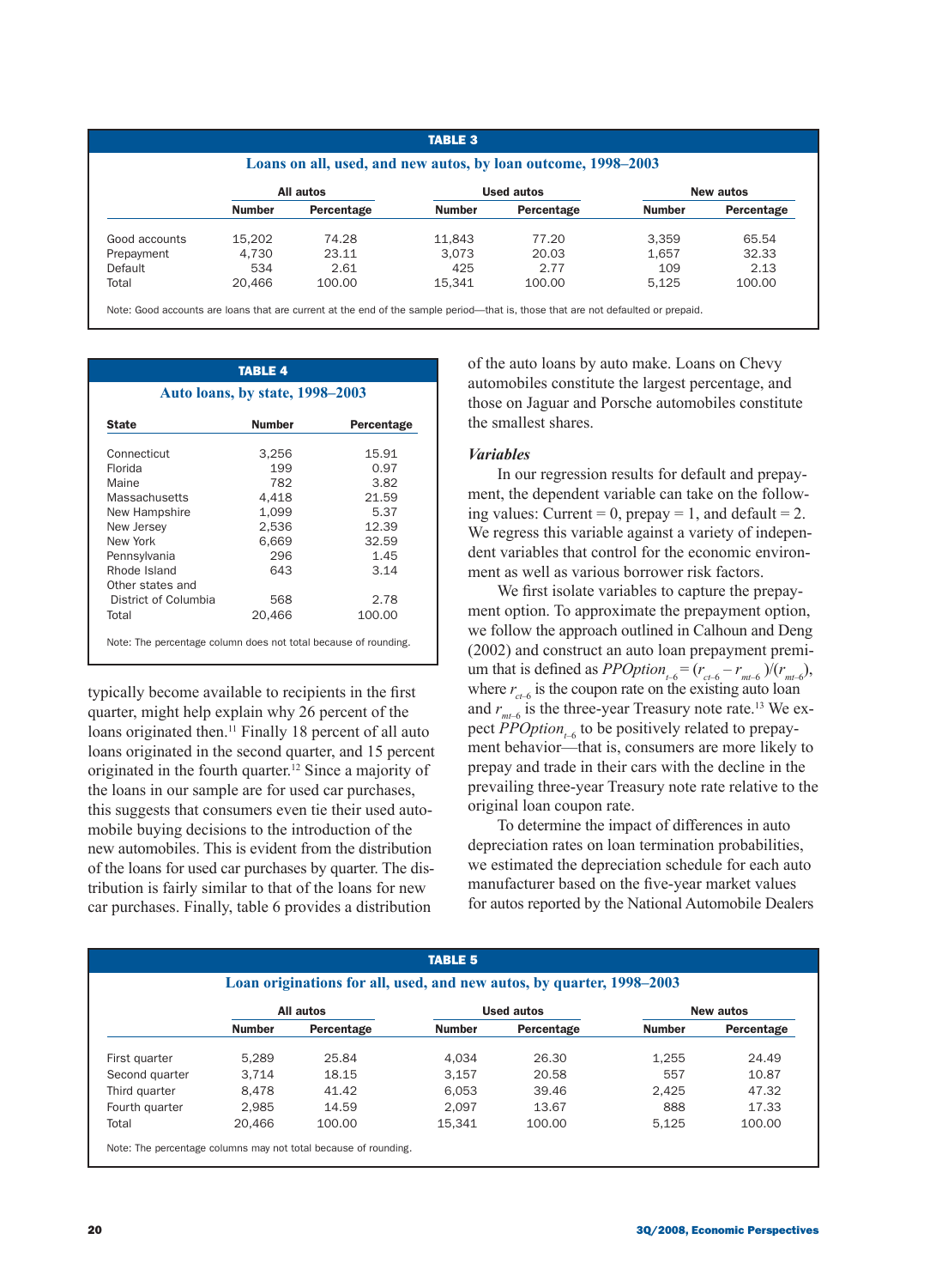**TABLE 3**

**Loans on all, used, and new autos, by loan outcome, 1998–2003**

| | All autos | | Used autos | | New autos | |
|---|---|---|---|---|---|---|
| | Number | Percentage | Number | Percentage | Number | Percentage |
| Good accounts | 15,202 | 74.28 | 11,843 | 77.20 | 3,359 | 65.54 |
| Prepayment | 4,730 | 23.11 | 3,073 | 20.03 | 1,657 | 32.33 |
| Default | 534 | 2.61 | 425 | 2.77 | 109 | 2.13 |
| Total | 20,466 | 100.00 | 15,341 | 100.00 | 5,125 | 100.00 |

Note: Good accounts are loans that are current at the end of the sample period—that is, those that are not defaulted or prepaid.

**TABLE 4**

**Auto loans, by state, 1998–2003**

| State | Number | Percentage |
|---|---|---|
| Connecticut | 3,256 | 15.91 |
| Florida | 199 | 0.97 |
| Maine | 782 | 3.82 |
| Massachusetts | 4,418 | 21.59 |
| New Hampshire | 1,099 | 5.37 |
| New Jersey | 2,536 | 12.39 |
| New York | 6,669 | 32.59 |
| Pennsylvania | 296 | 1.45 |
| Rhode Island | 643 | 3.14 |
| Other states and District of Columbia | 568 | 2.78 |
| Total | 20,466 | 100.00 |

Note: The percentage column does not total because of rounding.

typically become available to recipients in the first quarter, might help explain why 26 percent of the loans originated then.[11] Finally 18 percent of all auto loans originated in the second quarter, and 15 percent originated in the fourth quarter.[12] Since a majority of the loans in our sample are for used car purchases, this suggests that consumers even tie their used automobile buying decisions to the introduction of the new automobiles. This is evident from the distribution of the loans for used car purchases by quarter. The distribution is fairly similar to that of the loans for new car purchases. Finally, table 6 provides a distribution of the auto loans by auto make. Loans on Chevy automobiles constitute the largest percentage, and those on Jaguar and Porsche automobiles constitute the smallest shares.

### *Variables*

In our regression results for default and prepayment, the dependent variable can take on the following values: Current = 0, prepay = 1, and default = 2. We regress this variable against a variety of independent variables that control for the economic environment as well as various borrower risk factors.

We first isolate variables to capture the prepayment option. To approximate the prepayment option, we follow the approach outlined in Calhoun and Deng (2002) and construct an auto loan prepayment premium that is defined as $PPOption_{t-6} = (r_{ct-6} - r_{mt-6})/(r_{mt-6})$, where $r_{ct-6}$ is the coupon rate on the existing auto loan and $r_{mt-6}$ is the three-year Treasury note rate.[13] We expect $PPOption_{t-6}$ to be positively related to prepayment behavior—that is, consumers are more likely to prepay and trade in their cars with the decline in the prevailing three-year Treasury note rate relative to the original loan coupon rate.

To determine the impact of differences in auto depreciation rates on loan termination probabilities, we estimated the depreciation schedule for each auto manufacturer based on the five-year market values for autos reported by the National Automobile Dealers

**TABLE 5**

**Loan originations for all, used, and new autos, by quarter, 1998–2003**

| | All autos | | Used autos | | New autos | |
|---|---|---|---|---|---|---|
| | Number | Percentage | Number | Percentage | Number | Percentage |
| First quarter | 5,289 | 25.84 | 4,034 | 26.30 | 1,255 | 24.49 |
| Second quarter | 3,714 | 18.15 | 3,157 | 20.58 | 557 | 10.87 |
| Third quarter | 8,478 | 41.42 | 6,053 | 39.46 | 2,425 | 47.32 |
| Fourth quarter | 2,985 | 14.59 | 2,097 | 13.67 | 888 | 17.33 |
| Total | 20,466 | 100.00 | 15,341 | 100.00 | 5,125 | 100.00 |

Note: The percentage columns may not total because of rounding.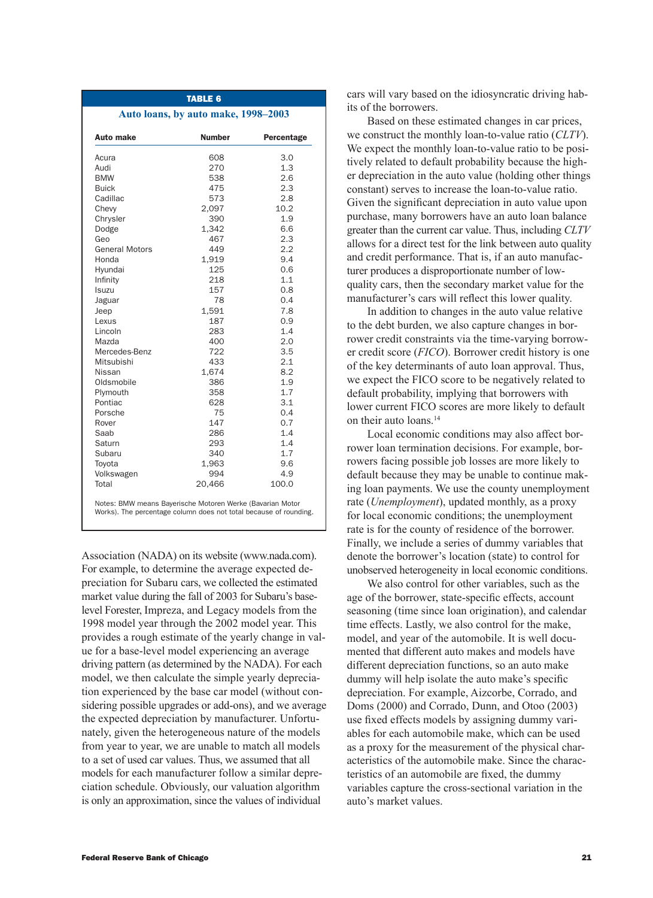**TABLE 6**

**Auto loans, by auto make, 1998–2003**

| Auto make | Number | Percentage |
|---|---|---|
| Acura | 608 | 3.0 |
| Audi | 270 | 1.3 |
| BMW | 538 | 2.6 |
| Buick | 475 | 2.3 |
| Cadillac | 573 | 2.8 |
| Chevy | 2,097 | 10.2 |
| Chrysler | 390 | 1.9 |
| Dodge | 1,342 | 6.6 |
| Geo | 467 | 2.3 |
| General Motors | 449 | 2.2 |
| Honda | 1,919 | 9.4 |
| Hyundai | 125 | 0.6 |
| Infinity | 218 | 1.1 |
| Isuzu | 157 | 0.8 |
| Jaguar | 78 | 0.4 |
| Jeep | 1,591 | 7.8 |
| Lexus | 187 | 0.9 |
| Lincoln | 283 | 1.4 |
| Mazda | 400 | 2.0 |
| Mercedes-Benz | 722 | 3.5 |
| Mitsubishi | 433 | 2.1 |
| Nissan | 1,674 | 8.2 |
| Oldsmobile | 386 | 1.9 |
| Plymouth | 358 | 1.7 |
| Pontiac | 628 | 3.1 |
| Porsche | 75 | 0.4 |
| Rover | 147 | 0.7 |
| Saab | 286 | 1.4 |
| Saturn | 293 | 1.4 |
| Subaru | 340 | 1.7 |
| Toyota | 1,963 | 9.6 |
| Volkswagen | 994 | 4.9 |
| Total | 20,466 | 100.0 |

Notes: BMW means Bayerische Motoren Werke (Bavarian Motor Works). The percentage column does not total because of rounding.

Association (NADA) on its website (www.nada.com). For example, to determine the average expected depreciation for Subaru cars, we collected the estimated market value during the fall of 2003 for Subaru's base-level Forester, Impreza, and Legacy models from the 1998 model year through the 2002 model year. This provides a rough estimate of the yearly change in value for a base-level model experiencing an average driving pattern (as determined by the NADA). For each model, we then calculate the simple yearly depreciation experienced by the base car model (without considering possible upgrades or add-ons), and we average the expected depreciation by manufacturer. Unfortunately, given the heterogeneous nature of the models from year to year, we are unable to match all models to a set of used car values. Thus, we assumed that all models for each manufacturer follow a similar depreciation schedule. Obviously, our valuation algorithm is only an approximation, since the values of individual cars will vary based on the idiosyncratic driving habits of the borrowers.

Based on these estimated changes in car prices, we construct the monthly loan-to-value ratio (*CLTV*). We expect the monthly loan-to-value ratio to be positively related to default probability because the higher depreciation in the auto value (holding other things constant) serves to increase the loan-to-value ratio. Given the significant depreciation in auto value upon purchase, many borrowers have an auto loan balance greater than the current car value. Thus, including *CLTV* allows for a direct test for the link between auto quality and credit performance. That is, if an auto manufacturer produces a disproportionate number of low-quality cars, then the secondary market value for the manufacturer's cars will reflect this lower quality.

In addition to changes in the auto value relative to the debt burden, we also capture changes in borrower credit constraints via the time-varying borrower credit score (*FICO*). Borrower credit history is one of the key determinants of auto loan approval. Thus, we expect the FICO score to be negatively related to default probability, implying that borrowers with lower current FICO scores are more likely to default on their auto loans.[14]

Local economic conditions may also affect borrower loan termination decisions. For example, borrowers facing possible job losses are more likely to default because they may be unable to continue making loan payments. We use the county unemployment rate (*Unemployment*), updated monthly, as a proxy for local economic conditions; the unemployment rate is for the county of residence of the borrower. Finally, we include a series of dummy variables that denote the borrower's location (state) to control for unobserved heterogeneity in local economic conditions.

We also control for other variables, such as the age of the borrower, state-specific effects, account seasoning (time since loan origination), and calendar time effects. Lastly, we also control for the make, model, and year of the automobile. It is well documented that different auto makes and models have different depreciation functions, so an auto make dummy will help isolate the auto make's specific depreciation. For example, Aizcorbe, Corrado, and Doms (2000) and Corrado, Dunn, and Otoo (2003) use fixed effects models by assigning dummy variables for each automobile make, which can be used as a proxy for the measurement of the physical characteristics of the automobile make. Since the characteristics of an automobile are fixed, the dummy variables capture the cross-sectional variation in the auto's market values.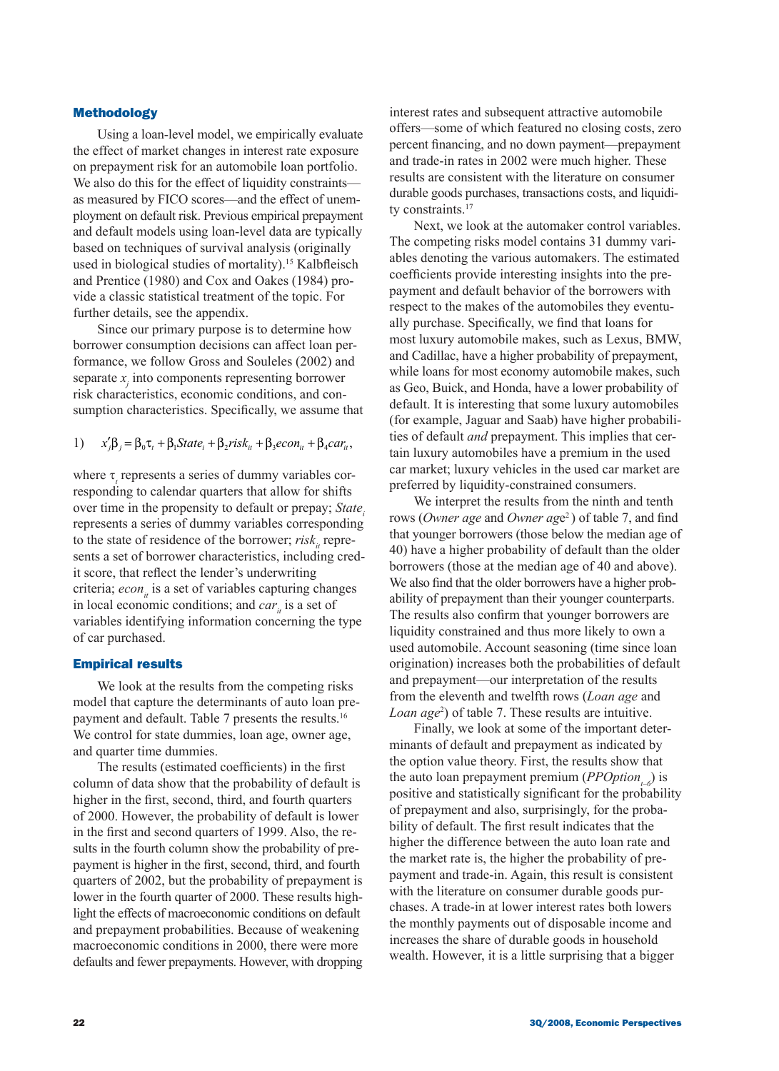## Methodology

Using a loan-level model, we empirically evaluate the effect of market changes in interest rate exposure on prepayment risk for an automobile loan portfolio. We also do this for the effect of liquidity constraints—as measured by FICO scores—and the effect of unemployment on default risk. Previous empirical prepayment and default models using loan-level data are typically based on techniques of survival analysis (originally used in biological studies of mortality).[15] Kalbfleisch and Prentice (1980) and Cox and Oakes (1984) provide a classic statistical treatment of the topic. For further details, see the appendix.

Since our primary purpose is to determine how borrower consumption decisions can affect loan performance, we follow Gross and Souleles (2002) and separate $x_j$ into components representing borrower risk characteristics, economic conditions, and consumption characteristics. Specifically, we assume that

$$1)\quad x_j'\beta_j = \beta_0\tau_t + \beta_1 State_i + \beta_2 risk_{it} + \beta_3 econ_{it} + \beta_4 car_{it},$$

where $\tau_t$ represents a series of dummy variables corresponding to calendar quarters that allow for shifts over time in the propensity to default or prepay; $State_i$ represents a series of dummy variables corresponding to the state of residence of the borrower; $risk_{it}$ represents a set of borrower characteristics, including credit score, that reflect the lender's underwriting criteria; $econ_{it}$ is a set of variables capturing changes in local economic conditions; and $car_{it}$ is a set of variables identifying information concerning the type of car purchased.

## Empirical results

We look at the results from the competing risks model that capture the determinants of auto loan prepayment and default. Table 7 presents the results.[16] We control for state dummies, loan age, owner age, and quarter time dummies.

The results (estimated coefficients) in the first column of data show that the probability of default is higher in the first, second, third, and fourth quarters of 2000. However, the probability of default is lower in the first and second quarters of 1999. Also, the results in the fourth column show the probability of prepayment is higher in the first, second, third, and fourth quarters of 2002, but the probability of prepayment is lower in the fourth quarter of 2000. These results highlight the effects of macroeconomic conditions on default and prepayment probabilities. Because of weakening macroeconomic conditions in 2000, there were more defaults and fewer prepayments. However, with dropping interest rates and subsequent attractive automobile offers—some of which featured no closing costs, zero percent financing, and no down payment—prepayment and trade-in rates in 2002 were much higher. These results are consistent with the literature on consumer durable goods purchases, transactions costs, and liquidity constraints.[17]

Next, we look at the automaker control variables. The competing risks model contains 31 dummy variables denoting the various automakers. The estimated coefficients provide interesting insights into the prepayment and default behavior of the borrowers with respect to the makes of the automobiles they eventually purchase. Specifically, we find that loans for most luxury automobile makes, such as Lexus, BMW, and Cadillac, have a higher probability of prepayment, while loans for most economy automobile makes, such as Geo, Buick, and Honda, have a lower probability of default. It is interesting that some luxury automobiles (for example, Jaguar and Saab) have higher probabilities of default *and* prepayment. This implies that certain luxury automobiles have a premium in the used car market; luxury vehicles in the used car market are preferred by liquidity-constrained consumers.

We interpret the results from the ninth and tenth rows (*Owner age* and *Owner age*$^2$) of table 7, and find that younger borrowers (those below the median age of 40) have a higher probability of default than the older borrowers (those at the median age of 40 and above). We also find that the older borrowers have a higher probability of prepayment than their younger counterparts. The results also confirm that younger borrowers are liquidity constrained and thus more likely to own a used automobile. Account seasoning (time since loan origination) increases both the probabilities of default and prepayment—our interpretation of the results from the eleventh and twelfth rows (*Loan age* and *Loan age*$^2$) of table 7. These results are intuitive.

Finally, we look at some of the important determinants of default and prepayment as indicated by the option value theory. First, the results show that the auto loan prepayment premium ($PPOption_{t-6}$) is positive and statistically significant for the probability of prepayment and also, surprisingly, for the probability of default. The first result indicates that the higher the difference between the auto loan rate and the market rate is, the higher the probability of prepayment and trade-in. Again, this result is consistent with the literature on consumer durable goods purchases. A trade-in at lower interest rates both lowers the monthly payments out of disposable income and increases the share of durable goods in household wealth. However, it is a little surprising that a bigger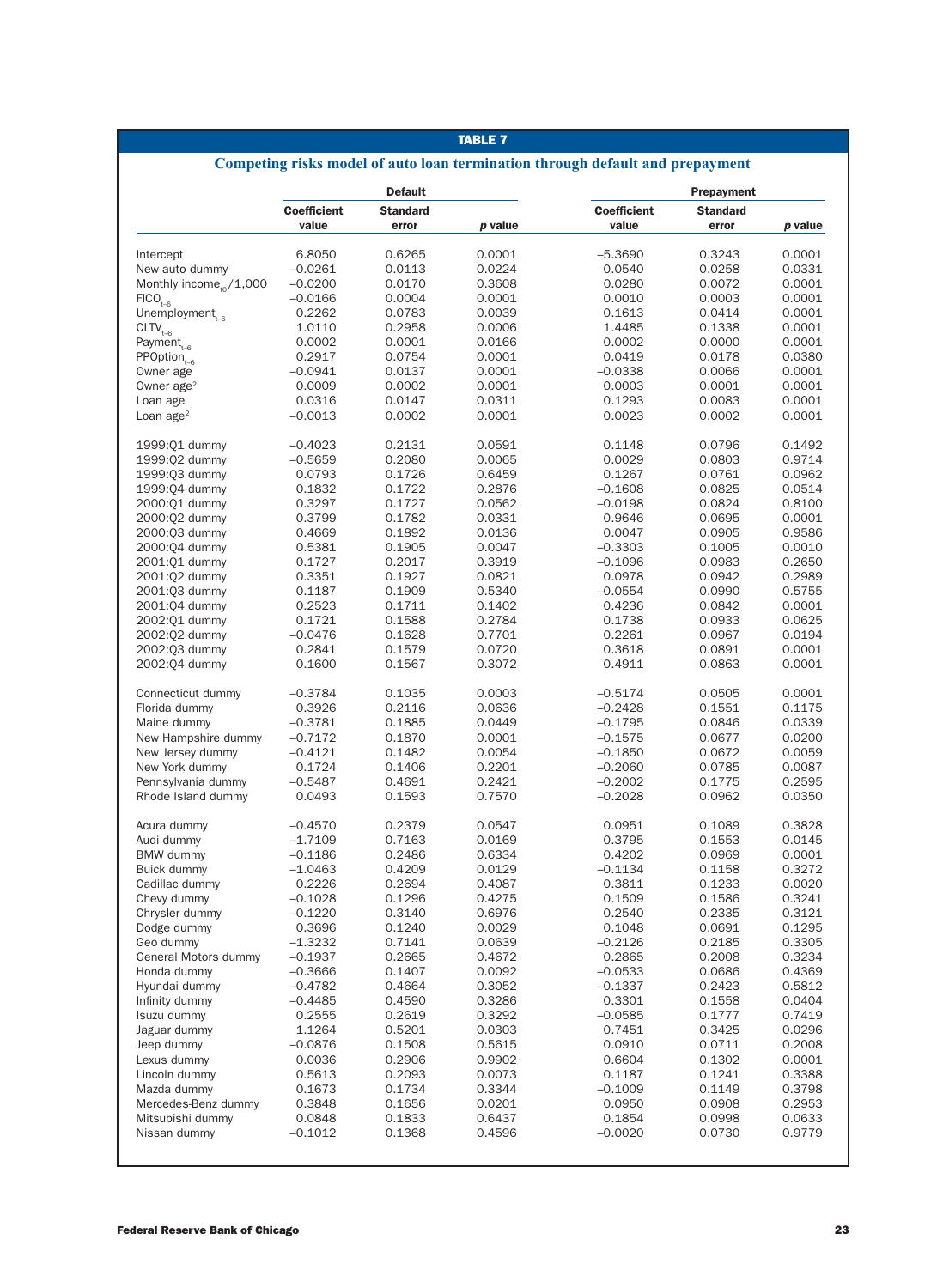**TABLE 7**

**Competing risks model of auto loan termination through default and prepayment**

| | Default | | | Prepayment | | |
|---|---|---|---|---|---|---|
| | Coefficient value | Standard error | *p* value | Coefficient value | Standard error | *p* value |
| Intercept | 6.8050 | 0.6265 | 0.0001 | –5.3690 | 0.3243 | 0.0001 |
| New auto dummy | –0.0261 | 0.0113 | 0.0224 | 0.0540 | 0.0258 | 0.0331 |
| Monthly income$_{t0}$/1,000 | –0.0200 | 0.0170 | 0.3608 | 0.0280 | 0.0072 | 0.0001 |
| FICO$_{t-6}$ | –0.0166 | 0.0004 | 0.0001 | 0.0010 | 0.0003 | 0.0001 |
| Unemployment$_{t-6}$ | 0.2262 | 0.0783 | 0.0039 | 0.1613 | 0.0414 | 0.0001 |
| CLTV$_{t-6}$ | 1.0110 | 0.2958 | 0.0006 | 1.4485 | 0.1338 | 0.0001 |
| Payment$_{t-6}$ | 0.0002 | 0.0001 | 0.0166 | 0.0002 | 0.0000 | 0.0001 |
| PPOption$_{t-6}$ | 0.2917 | 0.0754 | 0.0001 | 0.0419 | 0.0178 | 0.0380 |
| Owner age | –0.0941 | 0.0137 | 0.0001 | –0.0338 | 0.0066 | 0.0001 |
| Owner age$^2$ | 0.0009 | 0.0002 | 0.0001 | 0.0003 | 0.0001 | 0.0001 |
| Loan age | 0.0316 | 0.0147 | 0.0311 | 0.1293 | 0.0083 | 0.0001 |
| Loan age$^2$ | –0.0013 | 0.0002 | 0.0001 | 0.0023 | 0.0002 | 0.0001 |
| 1999:Q1 dummy | –0.4023 | 0.2131 | 0.0591 | 0.1148 | 0.0796 | 0.1492 |
| 1999:Q2 dummy | –0.5659 | 0.2080 | 0.0065 | 0.0029 | 0.0803 | 0.9714 |
| 1999:Q3 dummy | 0.0793 | 0.1726 | 0.6459 | 0.1267 | 0.0761 | 0.0962 |
| 1999:Q4 dummy | 0.1832 | 0.1722 | 0.2876 | –0.1608 | 0.0825 | 0.0514 |
| 2000:Q1 dummy | 0.3297 | 0.1727 | 0.0562 | –0.0198 | 0.0824 | 0.8100 |
| 2000:Q2 dummy | 0.3799 | 0.1782 | 0.0331 | 0.9646 | 0.0695 | 0.0001 |
| 2000:Q3 dummy | 0.4669 | 0.1892 | 0.0136 | 0.0047 | 0.0905 | 0.9586 |
| 2000:Q4 dummy | 0.5381 | 0.1905 | 0.0047 | –0.3303 | 0.1005 | 0.0010 |
| 2001:Q1 dummy | 0.1727 | 0.2017 | 0.3919 | –0.1096 | 0.0983 | 0.2650 |
| 2001:Q2 dummy | 0.3351 | 0.1927 | 0.0821 | 0.0978 | 0.0942 | 0.2989 |
| 2001:Q3 dummy | 0.1187 | 0.1909 | 0.5340 | –0.0554 | 0.0990 | 0.5755 |
| 2001:Q4 dummy | 0.2523 | 0.1711 | 0.1402 | 0.4236 | 0.0842 | 0.0001 |
| 2002:Q1 dummy | 0.1721 | 0.1588 | 0.2784 | 0.1738 | 0.0933 | 0.0625 |
| 2002:Q2 dummy | –0.0476 | 0.1628 | 0.7701 | 0.2261 | 0.0967 | 0.0194 |
| 2002:Q3 dummy | 0.2841 | 0.1579 | 0.0720 | 0.3618 | 0.0891 | 0.0001 |
| 2002:Q4 dummy | 0.1600 | 0.1567 | 0.3072 | 0.4911 | 0.0863 | 0.0001 |
| Connecticut dummy | –0.3784 | 0.1035 | 0.0003 | –0.5174 | 0.0505 | 0.0001 |
| Florida dummy | 0.3926 | 0.2116 | 0.0636 | –0.2428 | 0.1551 | 0.1175 |
| Maine dummy | –0.3781 | 0.1885 | 0.0449 | –0.1795 | 0.0846 | 0.0339 |
| New Hampshire dummy | –0.7172 | 0.1870 | 0.0001 | –0.1575 | 0.0677 | 0.0200 |
| New Jersey dummy | –0.4121 | 0.1482 | 0.0054 | –0.1850 | 0.0672 | 0.0059 |
| New York dummy | 0.1724 | 0.1406 | 0.2201 | –0.2060 | 0.0785 | 0.0087 |
| Pennsylvania dummy | –0.5487 | 0.4691 | 0.2421 | –0.2002 | 0.1775 | 0.2595 |
| Rhode Island dummy | 0.0493 | 0.1593 | 0.7570 | –0.2028 | 0.0962 | 0.0350 |
| Acura dummy | –0.4570 | 0.2379 | 0.0547 | 0.0951 | 0.1089 | 0.3828 |
| Audi dummy | –1.7109 | 0.7163 | 0.0169 | 0.3795 | 0.1553 | 0.0145 |
| BMW dummy | –0.1186 | 0.2486 | 0.6334 | 0.4202 | 0.0969 | 0.0001 |
| Buick dummy | –1.0463 | 0.4209 | 0.0129 | –0.1134 | 0.1158 | 0.3272 |
| Cadillac dummy | 0.2226 | 0.2694 | 0.4087 | 0.3811 | 0.1233 | 0.0020 |
| Chevy dummy | –0.1028 | 0.1296 | 0.4275 | 0.1509 | 0.1586 | 0.3241 |
| Chrysler dummy | –0.1220 | 0.3140 | 0.6976 | 0.2540 | 0.2335 | 0.3121 |
| Dodge dummy | 0.3696 | 0.1240 | 0.0029 | 0.1048 | 0.0691 | 0.1295 |
| Geo dummy | –1.3232 | 0.7141 | 0.0639 | –0.2126 | 0.2185 | 0.3305 |
| General Motors dummy | –0.1937 | 0.2665 | 0.4672 | 0.2865 | 0.2008 | 0.3234 |
| Honda dummy | –0.3666 | 0.1407 | 0.0092 | –0.0533 | 0.0686 | 0.4369 |
| Hyundai dummy | –0.4782 | 0.4664 | 0.3052 | –0.1337 | 0.2423 | 0.5812 |
| Infinity dummy | –0.4485 | 0.4590 | 0.3286 | 0.3301 | 0.1558 | 0.0404 |
| Isuzu dummy | 0.2555 | 0.2619 | 0.3292 | –0.0585 | 0.1777 | 0.7419 |
| Jaguar dummy | 1.1264 | 0.5201 | 0.0303 | 0.7451 | 0.3425 | 0.0296 |
| Jeep dummy | –0.0876 | 0.1508 | 0.5615 | 0.0910 | 0.0711 | 0.2008 |
| Lexus dummy | 0.0036 | 0.2906 | 0.9902 | 0.6604 | 0.1302 | 0.0001 |
| Lincoln dummy | 0.5613 | 0.2093 | 0.0073 | 0.1187 | 0.1241 | 0.3388 |
| Mazda dummy | 0.1673 | 0.1734 | 0.3344 | –0.1009 | 0.1149 | 0.3798 |
| Mercedes-Benz dummy | 0.3848 | 0.1656 | 0.0201 | 0.0950 | 0.0908 | 0.2953 |
| Mitsubishi dummy | 0.0848 | 0.1833 | 0.6437 | 0.1854 | 0.0998 | 0.0633 |
| Nissan dummy | –0.1012 | 0.1368 | 0.4596 | –0.0020 | 0.0730 | 0.9779 |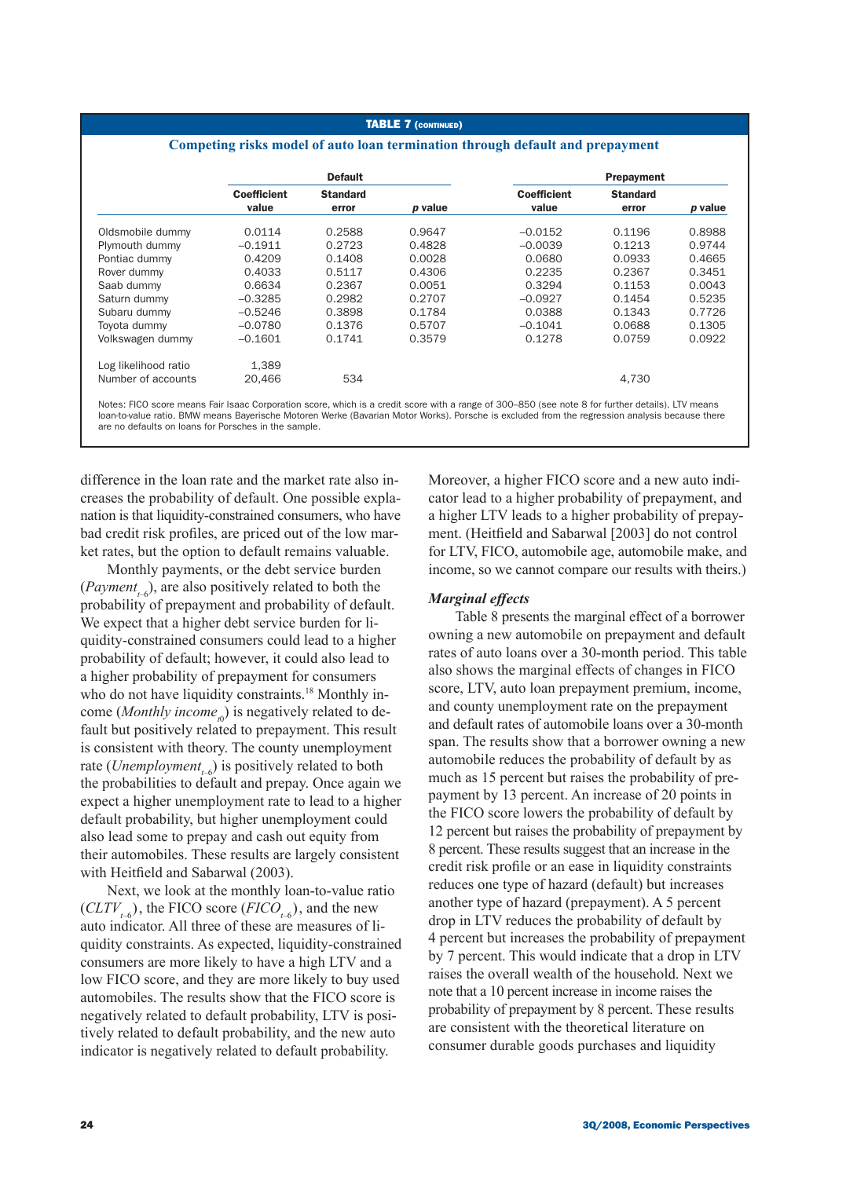**TABLE 7 (CONTINUED)**

**Competing risks model of auto loan termination through default and prepayment**

| | Default | | | Prepayment | | |
|---|---|---|---|---|---|---|
| | Coefficient value | Standard error | *p* value | Coefficient value | Standard error | *p* value |
| Oldsmobile dummy | 0.0114 | 0.2588 | 0.9647 | −0.0152 | 0.1196 | 0.8988 |
| Plymouth dummy | −0.1911 | 0.2723 | 0.4828 | −0.0039 | 0.1213 | 0.9744 |
| Pontiac dummy | 0.4209 | 0.1408 | 0.0028 | 0.0680 | 0.0933 | 0.4665 |
| Rover dummy | 0.4033 | 0.5117 | 0.4306 | 0.2235 | 0.2367 | 0.3451 |
| Saab dummy | 0.6634 | 0.2367 | 0.0051 | 0.3294 | 0.1153 | 0.0043 |
| Saturn dummy | −0.3285 | 0.2982 | 0.2707 | −0.0927 | 0.1454 | 0.5235 |
| Subaru dummy | −0.5246 | 0.3898 | 0.1784 | 0.0388 | 0.1343 | 0.7726 |
| Toyota dummy | −0.0780 | 0.1376 | 0.5707 | −0.1041 | 0.0688 | 0.1305 |
| Volkswagen dummy | −0.1601 | 0.1741 | 0.3579 | 0.1278 | 0.0759 | 0.0922 |
| Log likelihood ratio | 1,389 | | | | | |
| Number of accounts | 20,466 | 534 | | | 4,730 | |

Notes: FICO score means Fair Isaac Corporation score, which is a credit score with a range of 300–850 (see note 8 for further details). LTV means loan-to-value ratio. BMW means Bayerische Motoren Werke (Bavarian Motor Works). Porsche is excluded from the regression analysis because there are no defaults on loans for Porsches in the sample.

difference in the loan rate and the market rate also increases the probability of default. One possible explanation is that liquidity-constrained consumers, who have bad credit risk profiles, are priced out of the low market rates, but the option to default remains valuable.

Monthly payments, or the debt service burden ($Payment_{t-6}$), are also positively related to both the probability of prepayment and probability of default. We expect that a higher debt service burden for liquidity-constrained consumers could lead to a higher probability of default; however, it could also lead to a higher probability of prepayment for consumers who do not have liquidity constraints.[18] Monthly income ($Monthly\ income_{t0}$) is negatively related to default but positively related to prepayment. This result is consistent with theory. The county unemployment rate ($Unemployment_{t-6}$) is positively related to both the probabilities to default and prepay. Once again we expect a higher unemployment rate to lead to a higher default probability, but higher unemployment could also lead some to prepay and cash out equity from their automobiles. These results are largely consistent with Heitfield and Sabarwal (2003).

Next, we look at the monthly loan-to-value ratio ($CLTV_{t-6}$), the FICO score ($FICO_{t-6}$), and the new auto indicator. All three of these are measures of liquidity constraints. As expected, liquidity-constrained consumers are more likely to have a high LTV and a low FICO score, and they are more likely to buy used automobiles. The results show that the FICO score is negatively related to default probability, LTV is positively related to default probability, and the new auto indicator is negatively related to default probability. Moreover, a higher FICO score and a new auto indicator lead to a higher probability of prepayment, and a higher LTV leads to a higher probability of prepayment. (Heitfield and Sabarwal [2003] do not control for LTV, FICO, automobile age, automobile make, and income, so we cannot compare our results with theirs.)

### *Marginal effects*

Table 8 presents the marginal effect of a borrower owning a new automobile on prepayment and default rates of auto loans over a 30-month period. This table also shows the marginal effects of changes in FICO score, LTV, auto loan prepayment premium, income, and county unemployment rate on the prepayment and default rates of automobile loans over a 30-month span. The results show that a borrower owning a new automobile reduces the probability of default by as much as 15 percent but raises the probability of prepayment by 13 percent. An increase of 20 points in the FICO score lowers the probability of default by 12 percent but raises the probability of prepayment by 8 percent. These results suggest that an increase in the credit risk profile or an ease in liquidity constraints reduces one type of hazard (default) but increases another type of hazard (prepayment). A 5 percent drop in LTV reduces the probability of default by 4 percent but increases the probability of prepayment by 7 percent. This would indicate that a drop in LTV raises the overall wealth of the household. Next we note that a 10 percent increase in income raises the probability of prepayment by 8 percent. These results are consistent with the theoretical literature on consumer durable goods purchases and liquidity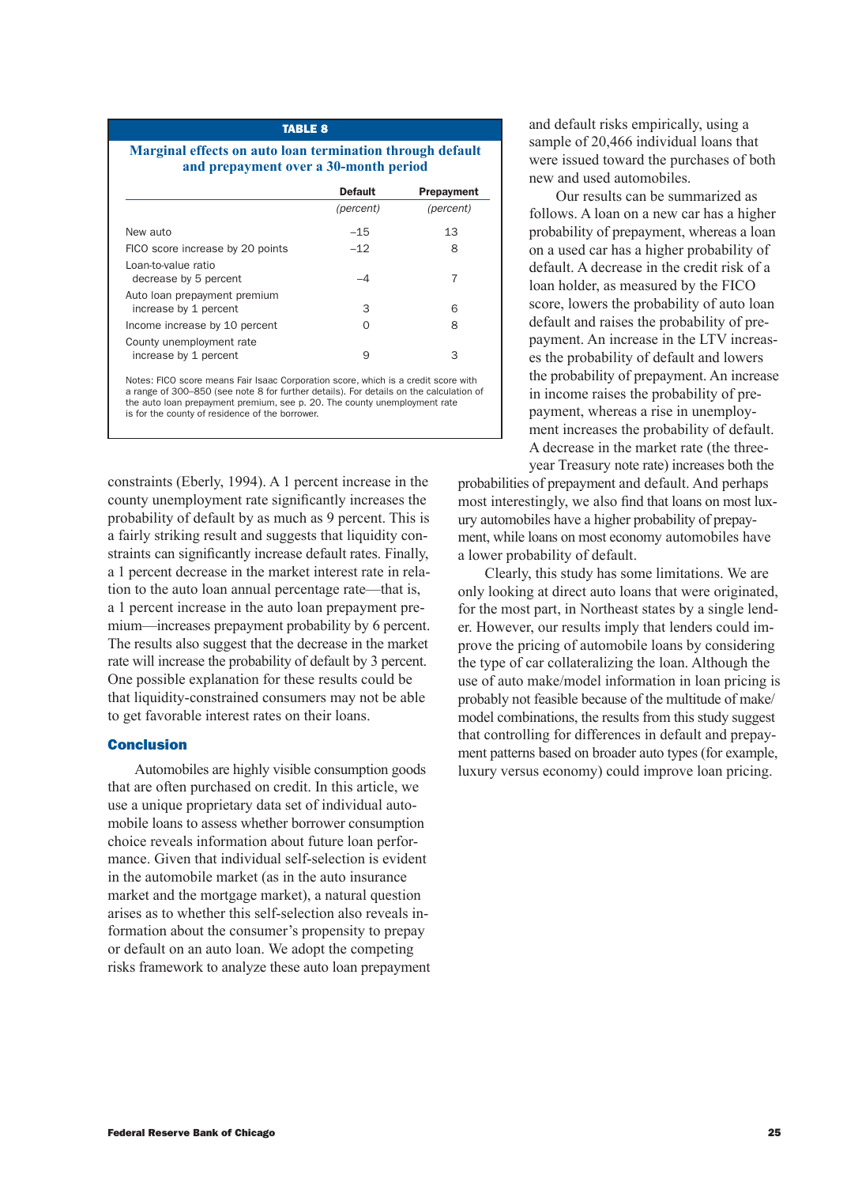**TABLE 8**

**Marginal effects on auto loan termination through default and prepayment over a 30-month period**

| | Default | Prepayment |
|---|---|---|
| | *(percent)* | *(percent)* |
| New auto | −15 | 13 |
| FICO score increase by 20 points | −12 | 8 |
| Loan-to-value ratio decrease by 5 percent | −4 | 7 |
| Auto loan prepayment premium increase by 1 percent | 3 | 6 |
| Income increase by 10 percent | 0 | 8 |
| County unemployment rate increase by 1 percent | 9 | 3 |

Notes: FICO score means Fair Isaac Corporation score, which is a credit score with a range of 300–850 (see note 8 for further details). For details on the calculation of the auto loan prepayment premium, see p. 20. The county unemployment rate is for the county of residence of the borrower.

constraints (Eberly, 1994). A 1 percent increase in the county unemployment rate significantly increases the probability of default by as much as 9 percent. This is a fairly striking result and suggests that liquidity constraints can significantly increase default rates. Finally, a 1 percent decrease in the market interest rate in relation to the auto loan annual percentage rate—that is, a 1 percent increase in the auto loan prepayment premium—increases prepayment probability by 6 percent. The results also suggest that the decrease in the market rate will increase the probability of default by 3 percent. One possible explanation for these results could be that liquidity-constrained consumers may not be able to get favorable interest rates on their loans.

## Conclusion

Automobiles are highly visible consumption goods that are often purchased on credit. In this article, we use a unique proprietary data set of individual automobile loans to assess whether borrower consumption choice reveals information about future loan performance. Given that individual self-selection is evident in the automobile market (as in the auto insurance market and the mortgage market), a natural question arises as to whether this self-selection also reveals information about the consumer's propensity to prepay or default on an auto loan. We adopt the competing risks framework to analyze these auto loan prepayment and default risks empirically, using a sample of 20,466 individual loans that were issued toward the purchases of both new and used automobiles.

Our results can be summarized as follows. A loan on a new car has a higher probability of prepayment, whereas a loan on a used car has a higher probability of default. A decrease in the credit risk of a loan holder, as measured by the FICO score, lowers the probability of auto loan default and raises the probability of prepayment. An increase in the LTV increases the probability of default and lowers the probability of prepayment. An increase in income raises the probability of prepayment, whereas a rise in unemployment increases the probability of default. A decrease in the market rate (the three-year Treasury note rate) increases both the probabilities of prepayment and default. And perhaps most interestingly, we also find that loans on most luxury automobiles have a higher probability of prepayment, while loans on most economy automobiles have a lower probability of default.

Clearly, this study has some limitations. We are only looking at direct auto loans that were originated, for the most part, in Northeast states by a single lender. However, our results imply that lenders could improve the pricing of automobile loans by considering the type of car collateralizing the loan. Although the use of auto make/model information in loan pricing is probably not feasible because of the multitude of make/model combinations, the results from this study suggest that controlling for differences in default and prepayment patterns based on broader auto types (for example, luxury versus economy) could improve loan pricing.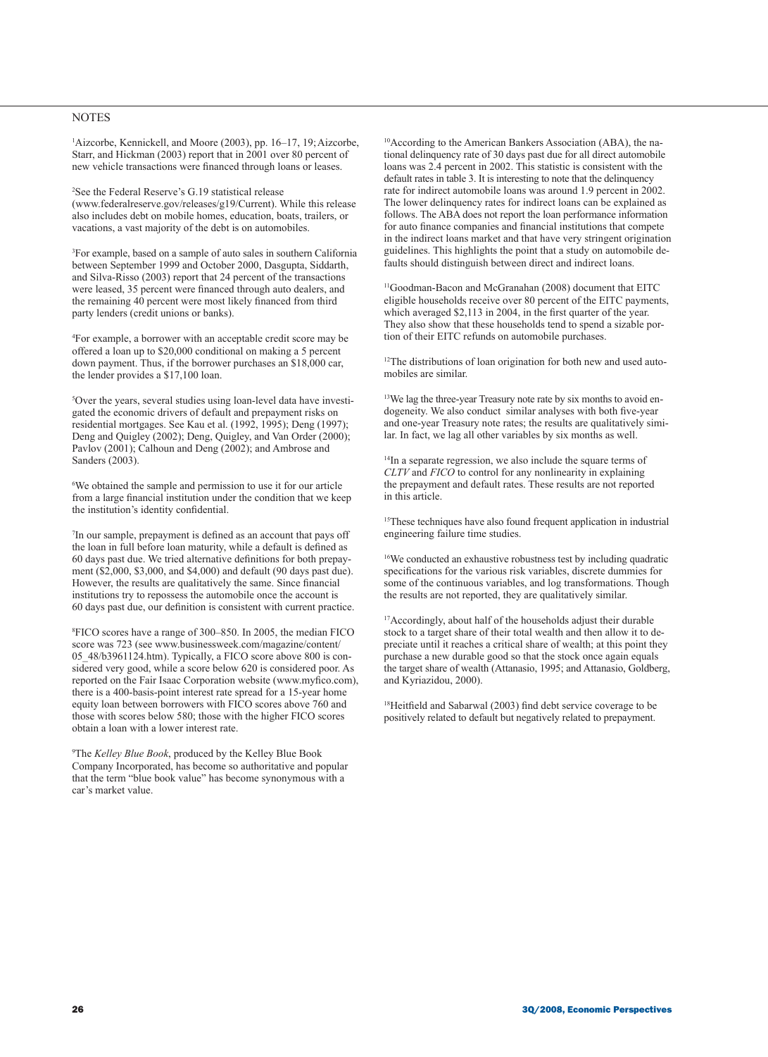## NOTES

[1]Aizcorbe, Kennickell, and Moore (2003), pp. 16–17, 19; Aizcorbe, Starr, and Hickman (2003) report that in 2001 over 80 percent of new vehicle transactions were financed through loans or leases.

[2]See the Federal Reserve's G.19 statistical release (www.federalreserve.gov/releases/g19/Current). While this release also includes debt on mobile homes, education, boats, trailers, or vacations, a vast majority of the debt is on automobiles.

[3]For example, based on a sample of auto sales in southern California between September 1999 and October 2000, Dasgupta, Siddarth, and Silva-Risso (2003) report that 24 percent of the transactions were leased, 35 percent were financed through auto dealers, and the remaining 40 percent were most likely financed from third party lenders (credit unions or banks).

[4]For example, a borrower with an acceptable credit score may be offered a loan up to $20,000 conditional on making a 5 percent down payment. Thus, if the borrower purchases an $18,000 car, the lender provides a $17,100 loan.

[5]Over the years, several studies using loan-level data have investigated the economic drivers of default and prepayment risks on residential mortgages. See Kau et al. (1992, 1995); Deng (1997); Deng and Quigley (2002); Deng, Quigley, and Van Order (2000); Pavlov (2001); Calhoun and Deng (2002); and Ambrose and Sanders (2003).

[6]We obtained the sample and permission to use it for our article from a large financial institution under the condition that we keep the institution's identity confidential.

[7]In our sample, prepayment is defined as an account that pays off the loan in full before loan maturity, while a default is defined as 60 days past due. We tried alternative definitions for both prepayment ($2,000, $3,000, and $4,000) and default (90 days past due). However, the results are qualitatively the same. Since financial institutions try to repossess the automobile once the account is 60 days past due, our definition is consistent with current practice.

[8]FICO scores have a range of 300–850. In 2005, the median FICO score was 723 (see www.businessweek.com/magazine/content/05_48/b3961124.htm). Typically, a FICO score above 800 is considered very good, while a score below 620 is considered poor. As reported on the Fair Isaac Corporation website (www.myfico.com), there is a 400-basis-point interest rate spread for a 15-year home equity loan between borrowers with FICO scores above 760 and those with scores below 580; those with the higher FICO scores obtain a loan with a lower interest rate.

[9]The *Kelley Blue Book*, produced by the Kelley Blue Book Company Incorporated, has become so authoritative and popular that the term "blue book value" has become synonymous with a car's market value.

[10]According to the American Bankers Association (ABA), the national delinquency rate of 30 days past due for all direct automobile loans was 2.4 percent in 2002. This statistic is consistent with the default rates in table 3. It is interesting to note that the delinquency rate for indirect automobile loans was around 1.9 percent in 2002. The lower delinquency rates for indirect loans can be explained as follows. The ABA does not report the loan performance information for auto finance companies and financial institutions that compete in the indirect loans market and that have very stringent origination guidelines. This highlights the point that a study on automobile defaults should distinguish between direct and indirect loans.

[11]Goodman-Bacon and McGranahan (2008) document that EITC eligible households receive over 80 percent of the EITC payments, which averaged $2,113 in 2004, in the first quarter of the year. They also show that these households tend to spend a sizable portion of their EITC refunds on automobile purchases.

[12]The distributions of loan origination for both new and used automobiles are similar.

[13]We lag the three-year Treasury note rate by six months to avoid endogeneity. We also conduct similar analyses with both five-year and one-year Treasury note rates; the results are qualitatively similar. In fact, we lag all other variables by six months as well.

[14]In a separate regression, we also include the square terms of *CLTV* and *FICO* to control for any nonlinearity in explaining the prepayment and default rates. These results are not reported in this article.

[15]These techniques have also found frequent application in industrial engineering failure time studies.

[16]We conducted an exhaustive robustness test by including quadratic specifications for the various risk variables, discrete dummies for some of the continuous variables, and log transformations. Though the results are not reported, they are qualitatively similar.

[17]Accordingly, about half of the households adjust their durable stock to a target share of their total wealth and then allow it to depreciate until it reaches a critical share of wealth; at this point they purchase a new durable good so that the stock once again equals the target share of wealth (Attanasio, 1995; and Attanasio, Goldberg, and Kyriazidou, 2000).

[18]Heitfield and Sabarwal (2003) find debt service coverage to be positively related to default but negatively related to prepayment.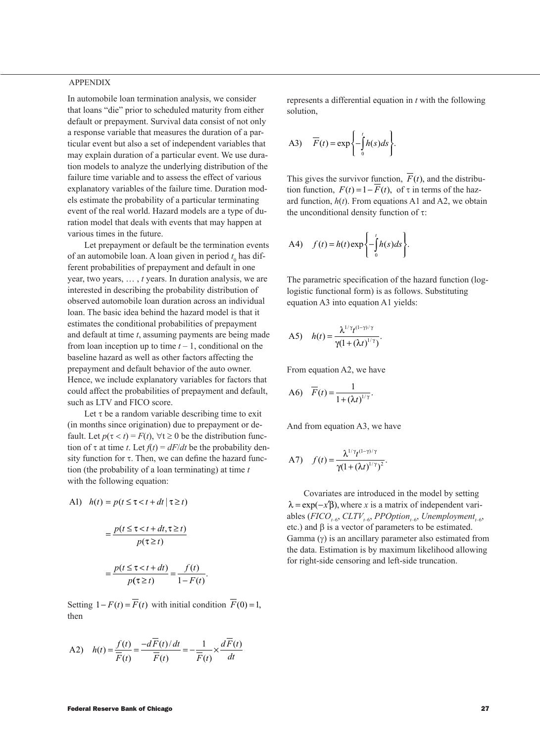## APPENDIX

In automobile loan termination analysis, we consider that loans "die" prior to scheduled maturity from either default or prepayment. Survival data consist of not only a response variable that measures the duration of a particular event but also a set of independent variables that may explain duration of a particular event. We use duration models to analyze the underlying distribution of the failure time variable and to assess the effect of various explanatory variables of the failure time. Duration models estimate the probability of a particular terminating event of the real world. Hazard models are a type of duration model that deals with events that may happen at various times in the future.

Let prepayment or default be the termination events of an automobile loan. A loan given in period $t_0$ has different probabilities of prepayment and default in one year, two years, … , $t$ years. In duration analysis, we are interested in describing the probability distribution of observed automobile loan duration across an individual loan. The basic idea behind the hazard model is that it estimates the conditional probabilities of prepayment and default at time $t$, assuming payments are being made from loan inception up to time $t$ – 1, conditional on the baseline hazard as well as other factors affecting the prepayment and default behavior of the auto owner. Hence, we include explanatory variables for factors that could affect the probabilities of prepayment and default, such as LTV and FICO score.

Let $\tau$ be a random variable describing time to exit (in months since origination) due to prepayment or default. Let $p(\tau < t) = F(t)$, $\forall t \geq 0$ be the distribution function of $\tau$ at time $t$. Let $f(t) = dF/dt$ be the probability density function for $\tau$. Then, we can define the hazard function (the probability of a loan terminating) at time $t$ with the following equation:

$$\text{A1)} \quad h(t) = p(t \leq \tau < t + dt \mid \tau \geq t)$$

$$= \frac{p(t \leq \tau < t + dt, \tau \geq t)}{p(\tau \geq t)}$$

$$= \frac{p(t \leq \tau < t + dt)}{p(\tau \geq t)} = \frac{f(t)}{1 - F(t)}.$$

Setting $1 - F(t) = \overline{F}(t)$ with initial condition $\overline{F}(0) = 1$, then

$$\text{A2)} \quad h(t) = \frac{f(t)}{\overline{F}(t)} = \frac{-d\overline{F}(t)/dt}{\overline{F}(t)} = -\frac{1}{\overline{F}(t)} \times \frac{d\overline{F}(t)}{dt}$$

represents a differential equation in $t$ with the following solution,

$$\text{A3)} \quad \overline{F}(t) = \exp\left\{-\int_0^t h(s)ds\right\}.$$

This gives the survivor function, $\overline{F}(t)$, and the distribution function, $F(t) = 1 - \overline{F}(t)$, of $\tau$ in terms of the hazard function, $h(t)$. From equations A1 and A2, we obtain the unconditional density function of $\tau$:

$$\text{A4)} \quad f(t) = h(t)\exp\left\{-\int_0^t h(s)ds\right\}.$$

The parametric specification of the hazard function (log-logistic functional form) is as follows. Substituting equation A3 into equation A1 yields:

$$\text{A5)} \quad h(t) = \frac{\lambda^{1/\gamma} t^{(1-\gamma)/\gamma}}{\gamma(1 + (\lambda t)^{1/\gamma})}.$$

From equation A2, we have

$$\text{A6)} \quad \overline{F}(t) = \frac{1}{1 + (\lambda t)^{1/\gamma}}.$$

And from equation A3, we have

$$\text{A7)} \quad f(t) = \frac{\lambda^{1/\gamma} t^{(1-\gamma)/\gamma}}{\gamma(1 + (\lambda t)^{1/\gamma})^2}.$$

Covariates are introduced in the model by setting $\lambda = \exp(-x'\beta)$, where $x$ is a matrix of independent variables ($FICO_{t-6}$, $CLTV_{t-6}$, $PPOption_{t-6}$, $Unemployment_{t-6}$, etc.) and $\beta$ is a vector of parameters to be estimated. Gamma ($\gamma$) is an ancillary parameter also estimated from the data. Estimation is by maximum likelihood allowing for right-side censoring and left-side truncation.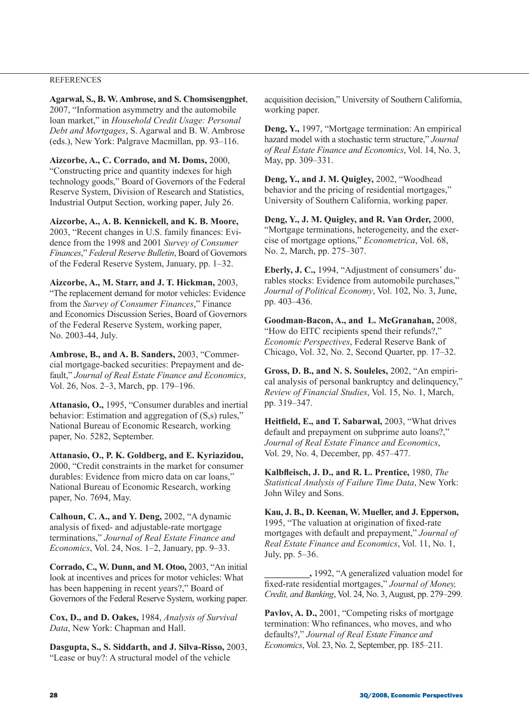REFERENCES

**Agarwal, S., B. W. Ambrose, and S. Chomsisengphet**, 2007, "Information asymmetry and the automobile loan market," in *Household Credit Usage: Personal Debt and Mortgages*, S. Agarwal and B. W. Ambrose (eds.), New York: Palgrave Macmillan, pp. 93–116.

**Aizcorbe, A., C. Corrado, and M. Doms,** 2000, "Constructing price and quantity indexes for high technology goods," Board of Governors of the Federal Reserve System, Division of Research and Statistics, Industrial Output Section, working paper, July 26.

**Aizcorbe, A., A. B. Kennickell, and K. B. Moore,** 2003, "Recent changes in U.S. family finances: Evidence from the 1998 and 2001 *Survey of Consumer Finances*," *Federal Reserve Bulletin*, Board of Governors of the Federal Reserve System, January, pp. 1–32.

**Aizcorbe, A., M. Starr, and J. T. Hickman,** 2003, "The replacement demand for motor vehicles: Evidence from the *Survey of Consumer Finances*," Finance and Economics Discussion Series, Board of Governors of the Federal Reserve System, working paper, No. 2003-44, July.

**Ambrose, B., and A. B. Sanders,** 2003, "Commercial mortgage-backed securities: Prepayment and default," *Journal of Real Estate Finance and Economics*, Vol. 26, Nos. 2–3, March, pp. 179–196.

**Attanasio, O.,** 1995, "Consumer durables and inertial behavior: Estimation and aggregation of (S,s) rules," National Bureau of Economic Research, working paper, No. 5282, September.

**Attanasio, O., P. K. Goldberg, and E. Kyriazidou,** 2000, "Credit constraints in the market for consumer durables: Evidence from micro data on car loans," National Bureau of Economic Research, working paper, No. 7694, May.

**Calhoun, C. A., and Y. Deng,** 2002, "A dynamic analysis of fixed- and adjustable-rate mortgage terminations," *Journal of Real Estate Finance and Economics*, Vol. 24, Nos. 1–2, January, pp. 9–33.

**Corrado, C., W. Dunn, and M. Otoo,** 2003, "An initial look at incentives and prices for motor vehicles: What has been happening in recent years?," Board of Governors of the Federal Reserve System, working paper.

**Cox, D., and D. Oakes,** 1984, *Analysis of Survival Data*, New York: Chapman and Hall.

**Dasgupta, S., S. Siddarth, and J. Silva-Risso,** 2003, "Lease or buy?: A structural model of the vehicle acquisition decision," University of Southern California, working paper.

**Deng, Y.,** 1997, "Mortgage termination: An empirical hazard model with a stochastic term structure," *Journal of Real Estate Finance and Economics*, Vol. 14, No. 3, May, pp. 309–331.

**Deng, Y., and J. M. Quigley,** 2002, "Woodhead behavior and the pricing of residential mortgages," University of Southern California, working paper.

**Deng, Y., J. M. Quigley, and R. Van Order,** 2000, "Mortgage terminations, heterogeneity, and the exercise of mortgage options," *Econometrica*, Vol. 68, No. 2, March, pp. 275–307.

**Eberly, J. C.,** 1994, "Adjustment of consumers' durables stocks: Evidence from automobile purchases," *Journal of Political Economy*, Vol. 102, No. 3, June, pp. 403–436.

**Goodman-Bacon, A., and L. McGranahan,** 2008, "How do EITC recipients spend their refunds?," *Economic Perspectives*, Federal Reserve Bank of Chicago, Vol. 32, No. 2, Second Quarter, pp. 17–32.

**Gross, D. B., and N. S. Souleles,** 2002, "An empirical analysis of personal bankruptcy and delinquency," *Review of Financial Studies*, Vol. 15, No. 1, March, pp. 319–347.

**Heitfield, E., and T. Sabarwal,** 2003, "What drives default and prepayment on subprime auto loans?," *Journal of Real Estate Finance and Economics*, Vol. 29, No. 4, December, pp. 457–477.

**Kalbfleisch, J. D., and R. L. Prentice,** 1980, *The Statistical Analysis of Failure Time Data*, New York: John Wiley and Sons.

**Kau, J. B., D. Keenan, W. Mueller, and J. Epperson,** 1995, "The valuation at origination of fixed-rate mortgages with default and prepayment," *Journal of Real Estate Finance and Economics*, Vol. 11, No. 1, July, pp. 5–36.

**__________,** 1992, "A generalized valuation model for fixed-rate residential mortgages," *Journal of Money, Credit, and Banking*, Vol. 24, No. 3, August, pp. 279–299.

**Pavlov, A. D.,** 2001, "Competing risks of mortgage termination: Who refinances, who moves, and who defaults?," *Journal of Real Estate Finance and Economics*, Vol. 23, No. 2, September, pp. 185–211.